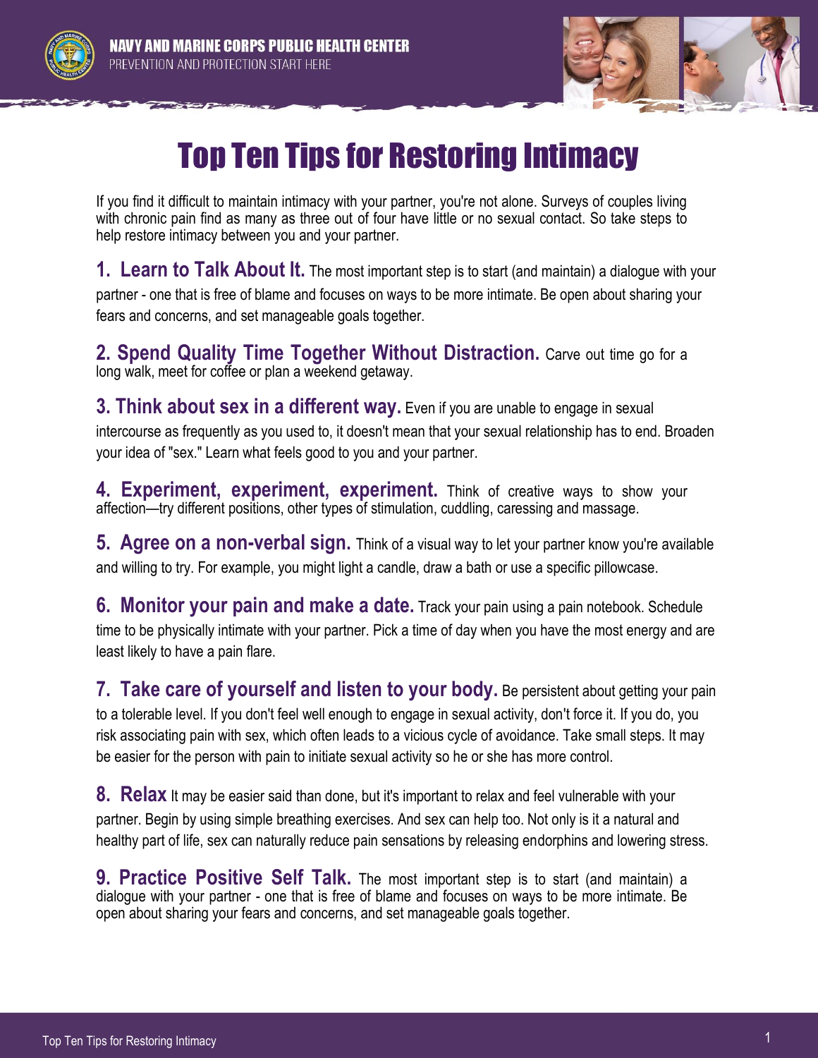# Top Ten Tips for Restoring Intimacy

If you find it difficult to maintain intimacy with your partner, you're not alone. Surveys of couples living with chronic pain find as many as three out of four have little or no sexual contact. So take steps to help restore intimacy between you and your partner.

**1. Learn to Talk About It.** The most important step is to start (and maintain) a dialogue with your partner - one that is free of blame and focuses on ways to be more intimate. Be open about sharing your fears and concerns, and set manageable goals together.

**2. Spend Quality Time Together Without Distraction.** Carve out time go for a long walk, meet for coffee or plan a weekend getaway.

**3. Think about sex in a different way.** Even if you are unable to engage in sexual intercourse as frequently as you used to, it doesn't mean that your sexual relationship has to end. Broaden your idea of "sex." Learn what feels good to you and your partner.

**4. Experiment, experiment, experiment.** Think of creative ways to show your affection—try different positions, other types of stimulation, cuddling, caressing and massage.

**5. Agree on a non-verbal sign.** Think of a visual way to let your partner know you're available and willing to try. For example, you might light a candle, draw a bath or use a specific pillowcase.

**6. Monitor your pain and make a date.** Track your pain using a pain notebook. Schedule time to be physically intimate with your partner. Pick a time of day when you have the most energy and are least likely to have a pain flare.

**7. Take care of yourself and listen to your body.** Be persistent about getting your pain to a tolerable level. If you don't feel well enough to engage in sexual activity, don't force it. If you do, you risk associating pain with sex, which often leads to a vicious cycle of avoidance. Take small steps. It may be easier for the person with pain to initiate sexual activity so he or she has more control.

**8. Relax** It may be easier said than done, but it's important to relax and feel vulnerable with your partner. Begin by using simple breathing exercises. And sex can help too. Not only is it a natural and healthy part of life, sex can naturally reduce pain sensations by releasing endorphins and lowering stress.

**9. Practice Positive Self Talk.** The most important step is to start (and maintain) a dialogue with your partner - one that is free of blame and focuses on ways to be more intimate. Be open about sharing your fears and concerns, and set manageable goals together.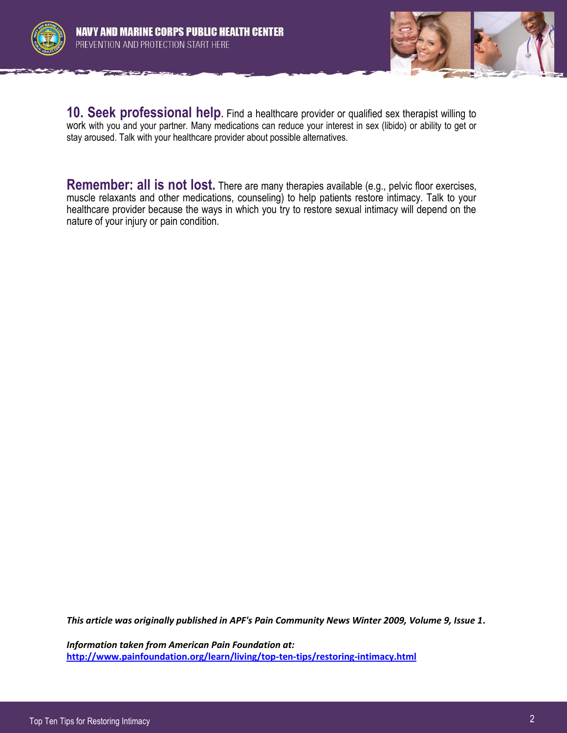**10. Seek professional help.** Find a healthcare provider or qualified sex therapist willing to work with you and your partner. Many medications can reduce your interest in sex (libido) or ability to get or stay aroused. Talk with your healthcare provider about possible alternatives.

**Remember: all is not lost.** There are many therapies available (e.g., pelvic floor exercises, muscle relaxants and other medications, counseling) to help patients restore intimacy. Talk to your healthcare provider because the ways in which you try to restore sexual intimacy will depend on the nature of your injury or pain condition.

***This article was originally published in APF's Pain Community News Winter 2009, Volume 9, Issue 1.***

***Information taken from American Pain Foundation at:***
**http://www.painfoundation.org/learn/living/top-ten-tips/restoring-intimacy.html**